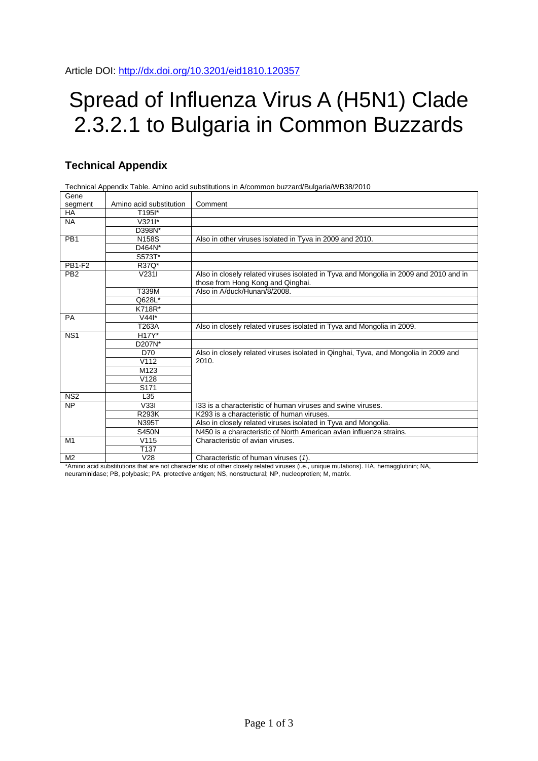Article DOI: http://dx.doi.org/10.3201/eid1810.120357

# Spread of Influenza Virus A (H5N1) Clade 2.3.2.1 to Bulgaria in Common Buzzards

## Technical Appendix

Technical Appendix Table. Amino acid substitutions in A/common buzzard/Bulgaria/WB38/2010

| Gene segment | Amino acid substitution | Comment |
|---|---|---|
| HA | T195I* | |
| NA | V321I* | |
| | D398N* | |
| PB1 | N158S | Also in other viruses isolated in Tyva in 2009 and 2010. |
| | D464N* | |
| | S573T* | |
| PB1-F2 | R37Q* | |
| PB2 | V231I | Also in closely related viruses isolated in Tyva and Mongolia in 2009 and 2010 and in those from Hong Kong and Qinghai. |
| | T339M | Also in A/duck/Hunan/8/2008. |
| | Q628L* | |
| | K718R* | |
| PA | V44I* | |
| | T263A | Also in closely related viruses isolated in Tyva and Mongolia in 2009. |
| NS1 | H17Y* | |
| | D207N* | |
| | D70 | Also in closely related viruses isolated in Qinghai, Tyva, and Mongolia in 2009 and 2010. |
| | V112 | |
| | M123 | |
| | V128 | |
| | S171 | |
| NS2 | L35 | |
| NP | V33I | I33 is a characteristic of human viruses and swine viruses. |
| | R293K | K293 is a characteristic of human viruses. |
| | N395T | Also in closely related viruses isolated in Tyva and Mongolia. |
| | S450N | N450 is a characteristic of North American avian influenza strains. |
| M1 | V115 | Characteristic of avian viruses. |
| | T137 | |
| M2 | V28 | Characteristic of human viruses (*1*). |

*Amino acid substitutions that are not characteristic of other closely related viruses (i.e., unique mutations). HA, hemagglutinin; NA, neuraminidase; PB, polybasic; PA, protective antigen; NS, nonstructural; NP, nucleoprotien; M, matrix.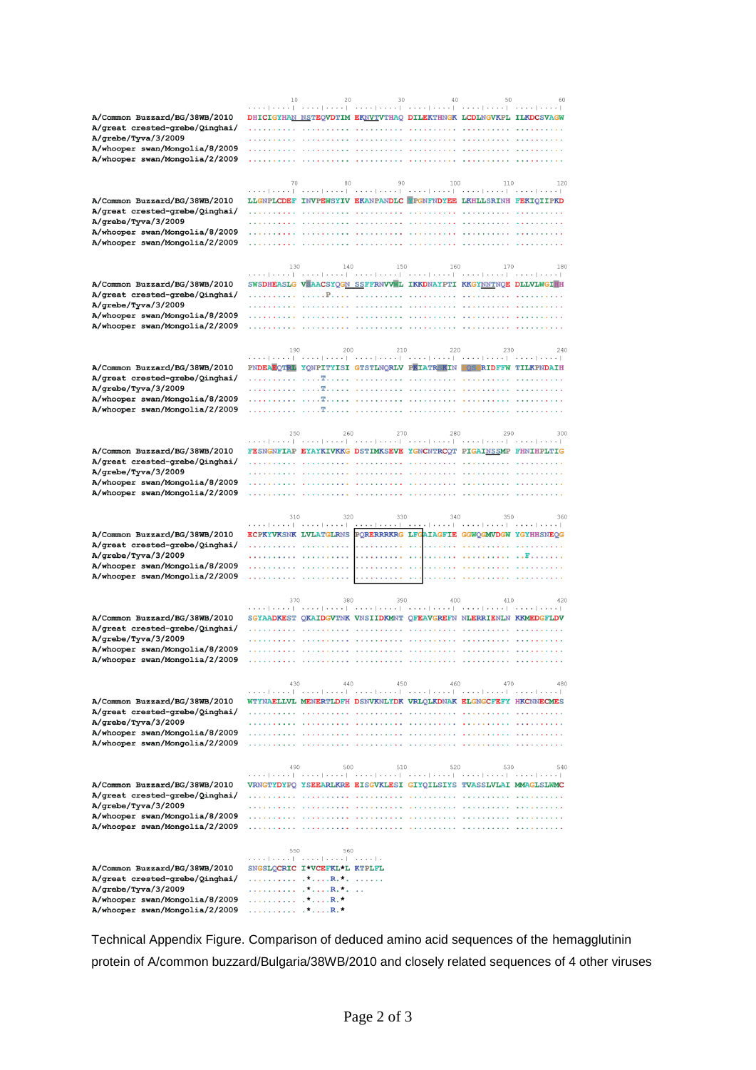```
                          10         20         30         40         50         60
                 ....|....| ....|....| ....|....| ....|....| ....|....| ....|....|
A/Common Buzzard/BG/38WB/2010    DHICIGYHAN NSTEQVDTIM EKNVTVTHAQ DILEKTHNGK LCDLNGVKPL ILKDCSVAGW
A/great crested-grebe/Qinghai/   .......... .......... .......... .......... .......... ..........
A/grebe/Tyva/3/2009              .......... .......... .......... .......... .......... ..........
A/whooper swan/Mongolia/8/2009   .......... .......... .......... .......... .......... ..........
A/whooper swan/Mongolia/2/2009   .......... .......... .......... .......... .......... ..........

                          70         80         90        100        110        120
                 ....|....| ....|....| ....|....| ....|....| ....|....| ....|....|
A/Common Buzzard/BG/38WB/2010    LLGNPLCDEF INVPEWSYIV EKANPANDLC YPGNFNDYEE LKHLLSRINH FEKIQIIPKD
A/great crested-grebe/Qinghai/   .......... .......... .......... .......... .......... ..........
A/grebe/Tyva/3/2009              .......... .......... .......... .......... .......... ..........
A/whooper swan/Mongolia/8/2009   .......... .......... .......... .......... .......... ..........
A/whooper swan/Mongolia/2/2009   .......... .......... .......... .......... .......... ..........

                         130        140        150        160        170        180
                 ....|....| ....|....| ....|....| ....|....| ....|....| ....|....|
A/Common Buzzard/BG/38WB/2010    SWSDHEASLG VSAACSYQGN SSFFRNVVWL IKKDNAYPTI KKGYNNTNQE DLLVLWGIHH
A/great crested-grebe/Qinghai/   .......... .....P.... .......... .......... .......... ..........
A/grebe/Tyva/3/2009              .......... .......... .......... .......... .......... ..........
A/whooper swan/Mongolia/8/2009   .......... .......... .......... .......... .......... ..........
A/whooper swan/Mongolia/2/2009   .......... .......... .......... .......... .......... ..........

                         190        200        210        220        230        240
                 ....|....| ....|....| ....|....| ....|....| ....|....| ....|....|
A/Common Buzzard/BG/38WB/2010    PNDEAEQTRL YQNPITYISI GTSTLNQRLV PKIATRSKIN GQSGRIDFFW TILKPNDAIH
A/great crested-grebe/Qinghai/   .......... ....T..... .......... .......... .......... ..........
A/grebe/Tyva/3/2009              .......... ....T..... .......... .......... .......... ..........
A/whooper swan/Mongolia/8/2009   .......... ....T..... .......... .......... .......... ..........
A/whooper swan/Mongolia/2/2009   .......... ....T..... .......... .......... .......... ..........

                         250        260        270        280        290        300
                 ....|....| ....|....| ....|....| ....|....| ....|....| ....|....|
A/Common Buzzard/BG/38WB/2010    FESNGNFIAP EYAYKIVKKG DSTIMKSEVE YGNCNTRCQT PIGAINSSMP FHNIHPLTIG
A/great crested-grebe/Qinghai/   .......... .......... .......... .......... .......... ..........
A/grebe/Tyva/3/2009              .......... .......... .......... .......... .......... ..........
A/whooper swan/Mongolia/8/2009   .......... .......... .......... .......... .......... ..........
A/whooper swan/Mongolia/2/2009   .......... .......... .......... .......... .......... ..........

                         310        320        330        340        350        360
                 ....|....| ....|....| ....|....| ....|....| ....|....| ....|....|
A/Common Buzzard/BG/38WB/2010    ECPKYVKSNK LVLATGLRNS PQRERRRKRG LFGAIAGFIE GGWQGMVDGW YGYHHSNEQG
A/great crested-grebe/Qinghai/   .......... .......... .......... .......... .......... ..........
A/grebe/Tyva/3/2009              .......... .......... .......... .......... .......... ..F.......
A/whooper swan/Mongolia/8/2009   .......... .......... .......... .......... .......... ..........
A/whooper swan/Mongolia/2/2009   .......... .......... .......... .......... .......... ..........

                         370        380        390        400        410        420
                 ....|....| ....|....| ....|....| ....|....| ....|....| ....|....|
A/Common Buzzard/BG/38WB/2010    SGYAADKEST QKAIDGVTNK VNSIIDKMNT QFEAVGREFN NLERRIENLN KKMEDGFLDV
A/great crested-grebe/Qinghai/   .......... .......... .......... .......... .......... ..........
A/grebe/Tyva/3/2009              .......... .......... .......... .......... .......... ..........
A/whooper swan/Mongolia/8/2009   .......... .......... .......... .......... .......... ..........
A/whooper swan/Mongolia/2/2009   .......... .......... .......... .......... .......... ..........

                         430        440        450        460        470        480
                 ....|....| ....|....| ....|....| ....|....| ....|....| ....|....|
A/Common Buzzard/BG/38WB/2010    WTYNAELLVL MENERTLDFH DSNVKNLYDK VRLQLKDNAK ELGNGCFEFY HKCNNECMES
A/great crested-grebe/Qinghai/   .......... .......... .......... .......... .......... ..........
A/grebe/Tyva/3/2009              .......... .......... .......... .......... .......... ..........
A/whooper swan/Mongolia/8/2009   .......... .......... .......... .......... .......... ..........
A/whooper swan/Mongolia/2/2009   .......... .......... .......... .......... .......... ..........

                         490        500        510        520        530        540
                 ....|....| ....|....| ....|....| ....|....| ....|....| ....|....|
A/Common Buzzard/BG/38WB/2010    VRNGTYDYPQ YSEEARLKRE EISGVKLESI GIYQILSIYS TVASSLVLAI MMAGLSLWMC
A/great crested-grebe/Qinghai/   .......... .......... .......... .......... .......... ..........
A/grebe/Tyva/3/2009              .......... .......... .......... .......... .......... ..........
A/whooper swan/Mongolia/8/2009   .......... .......... .......... .......... .......... ..........
A/whooper swan/Mongolia/2/2009   .......... .......... .......... .......... .......... ..........

                         550        560
                 ....|....| ....|....| ....|.
A/Common Buzzard/BG/38WB/2010    SNGSLQCRIC I*VCEFKL*L KTPLFL
A/great crested-grebe/Qinghai/   .......... .*....R.*. ......
A/grebe/Tyva/3/2009              .......... .*....R.*. ..
A/whooper swan/Mongolia/8/2009   .......... .*....R.*
A/whooper swan/Mongolia/2/2009   .......... .*....R.*
```

Technical Appendix Figure. Comparison of deduced amino acid sequences of the hemagglutinin protein of A/common buzzard/Bulgaria/38WB/2010 and closely related sequences of 4 other viruses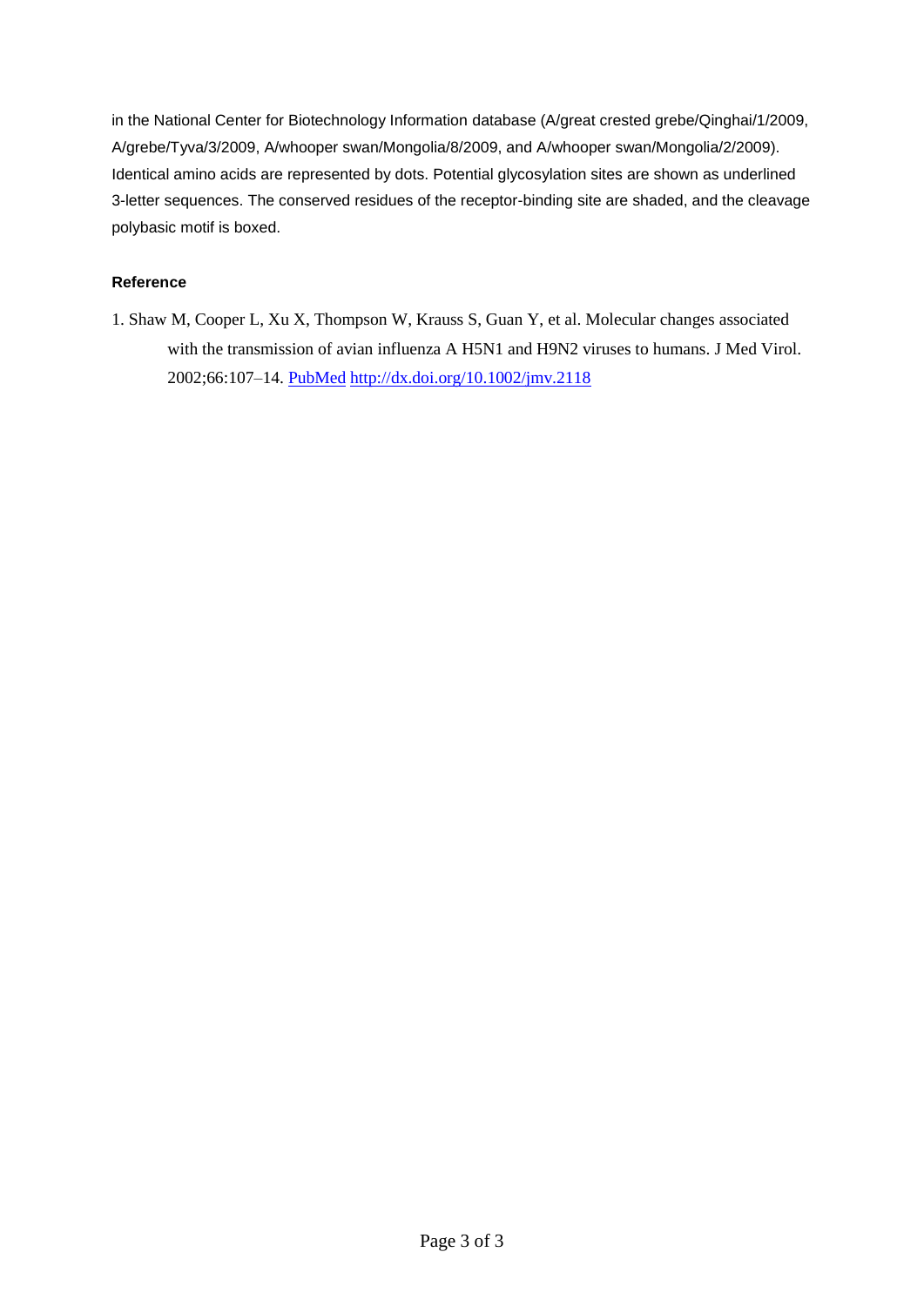in the National Center for Biotechnology Information database (A/great crested grebe/Qinghai/1/2009, A/grebe/Tyva/3/2009, A/whooper swan/Mongolia/8/2009, and A/whooper swan/Mongolia/2/2009). Identical amino acids are represented by dots. Potential glycosylation sites are shown as underlined 3-letter sequences. The conserved residues of the receptor-binding site are shaded, and the cleavage polybasic motif is boxed.

## Reference

1. Shaw M, Cooper L, Xu X, Thompson W, Krauss S, Guan Y, et al. Molecular changes associated with the transmission of avian influenza A H5N1 and H9N2 viruses to humans. J Med Virol. 2002;66:107–14. PubMed http://dx.doi.org/10.1002/jmv.2118